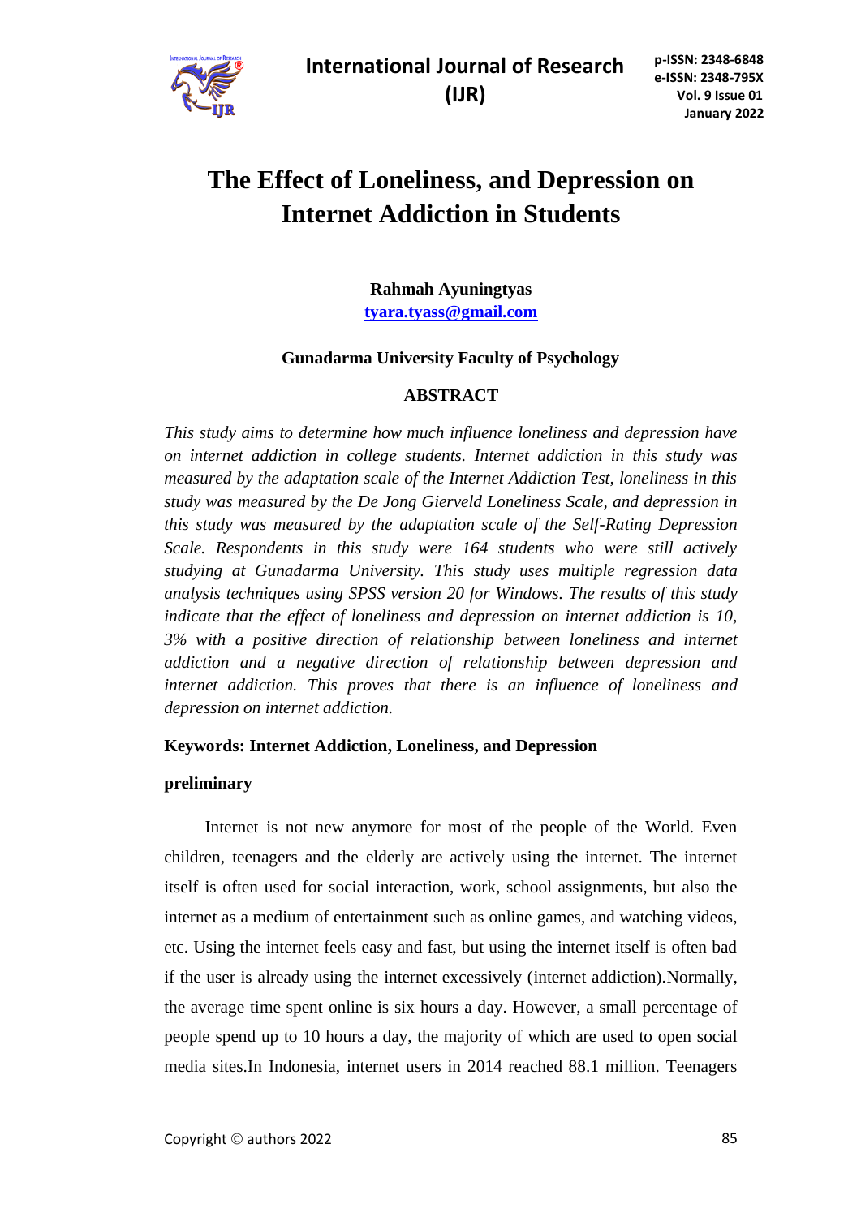# The Effect of Loneliness, and Depression on Internet Addiction in Students

**Rahmah Ayuningtyas**
**tyara.tyass@gmail.com**

**Gunadarma University Faculty of Psychology**

## ABSTRACT

*This study aims to determine how much influence loneliness and depression have on internet addiction in college students. Internet addiction in this study was measured by the adaptation scale of the Internet Addiction Test, loneliness in this study was measured by the De Jong Gierveld Loneliness Scale, and depression in this study was measured by the adaptation scale of the Self-Rating Depression Scale. Respondents in this study were 164 students who were still actively studying at Gunadarma University. This study uses multiple regression data analysis techniques using SPSS version 20 for Windows. The results of this study indicate that the effect of loneliness and depression on internet addiction is 10, 3% with a positive direction of relationship between loneliness and internet addiction and a negative direction of relationship between depression and internet addiction. This proves that there is an influence of loneliness and depression on internet addiction.*

**Keywords: Internet Addiction, Loneliness, and Depression**

## preliminary

Internet is not new anymore for most of the people of the World. Even children, teenagers and the elderly are actively using the internet. The internet itself is often used for social interaction, work, school assignments, but also the internet as a medium of entertainment such as online games, and watching videos, etc. Using the internet feels easy and fast, but using the internet itself is often bad if the user is already using the internet excessively (internet addiction).Normally, the average time spent online is six hours a day. However, a small percentage of people spend up to 10 hours a day, the majority of which are used to open social media sites.In Indonesia, internet users in 2014 reached 88.1 million. Teenagers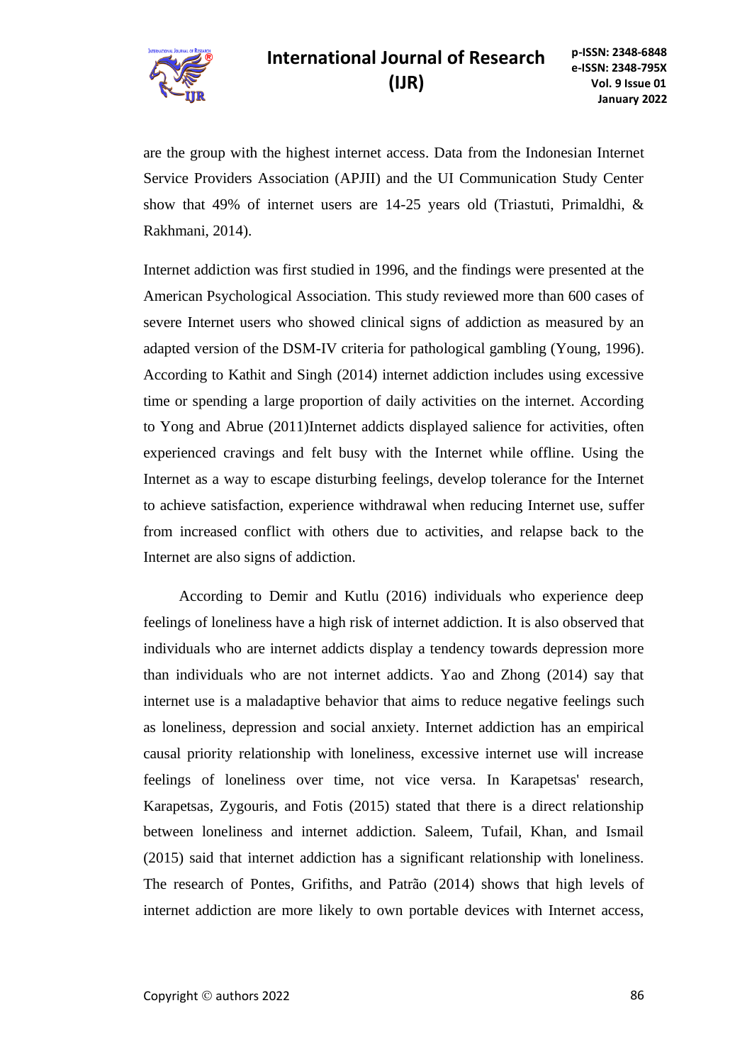are the group with the highest internet access. Data from the Indonesian Internet Service Providers Association (APJII) and the UI Communication Study Center show that 49% of internet users are 14-25 years old (Triastuti, Primaldhi, & Rakhmani, 2014).

Internet addiction was first studied in 1996, and the findings were presented at the American Psychological Association. This study reviewed more than 600 cases of severe Internet users who showed clinical signs of addiction as measured by an adapted version of the DSM-IV criteria for pathological gambling (Young, 1996). According to Kathit and Singh (2014) internet addiction includes using excessive time or spending a large proportion of daily activities on the internet. According to Yong and Abrue (2011)Internet addicts displayed salience for activities, often experienced cravings and felt busy with the Internet while offline. Using the Internet as a way to escape disturbing feelings, develop tolerance for the Internet to achieve satisfaction, experience withdrawal when reducing Internet use, suffer from increased conflict with others due to activities, and relapse back to the Internet are also signs of addiction.

According to Demir and Kutlu (2016) individuals who experience deep feelings of loneliness have a high risk of internet addiction. It is also observed that individuals who are internet addicts display a tendency towards depression more than individuals who are not internet addicts. Yao and Zhong (2014) say that internet use is a maladaptive behavior that aims to reduce negative feelings such as loneliness, depression and social anxiety. Internet addiction has an empirical causal priority relationship with loneliness, excessive internet use will increase feelings of loneliness over time, not vice versa. In Karapetsas' research, Karapetsas, Zygouris, and Fotis (2015) stated that there is a direct relationship between loneliness and internet addiction. Saleem, Tufail, Khan, and Ismail (2015) said that internet addiction has a significant relationship with loneliness. The research of Pontes, Grifiths, and Patrão (2014) shows that high levels of internet addiction are more likely to own portable devices with Internet access,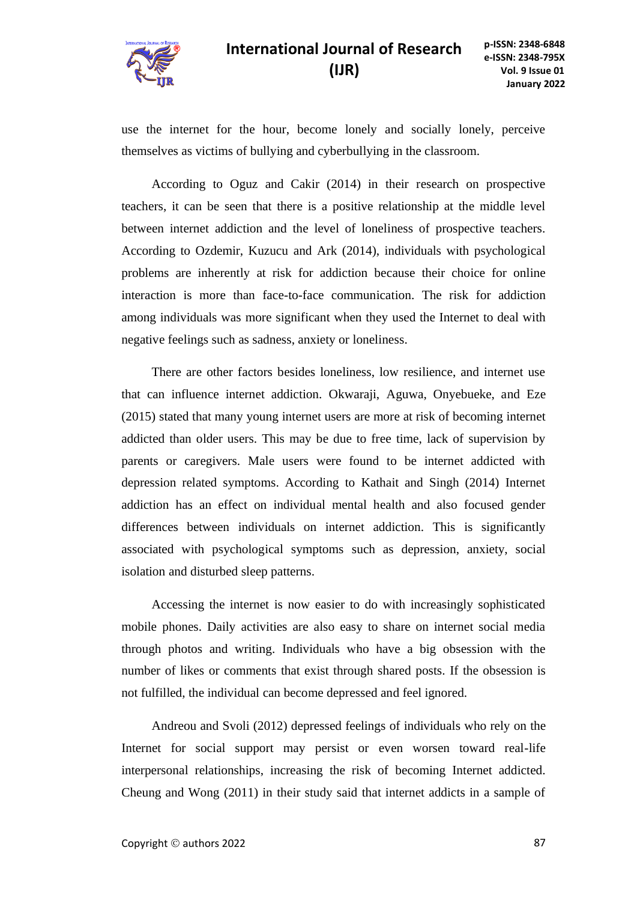use the internet for the hour, become lonely and socially lonely, perceive themselves as victims of bullying and cyberbullying in the classroom.

According to Oguz and Cakir (2014) in their research on prospective teachers, it can be seen that there is a positive relationship at the middle level between internet addiction and the level of loneliness of prospective teachers. According to Ozdemir, Kuzucu and Ark (2014), individuals with psychological problems are inherently at risk for addiction because their choice for online interaction is more than face-to-face communication. The risk for addiction among individuals was more significant when they used the Internet to deal with negative feelings such as sadness, anxiety or loneliness.

There are other factors besides loneliness, low resilience, and internet use that can influence internet addiction. Okwaraji, Aguwa, Onyebueke, and Eze (2015) stated that many young internet users are more at risk of becoming internet addicted than older users. This may be due to free time, lack of supervision by parents or caregivers. Male users were found to be internet addicted with depression related symptoms. According to Kathait and Singh (2014) Internet addiction has an effect on individual mental health and also focused gender differences between individuals on internet addiction. This is significantly associated with psychological symptoms such as depression, anxiety, social isolation and disturbed sleep patterns.

Accessing the internet is now easier to do with increasingly sophisticated mobile phones. Daily activities are also easy to share on internet social media through photos and writing. Individuals who have a big obsession with the number of likes or comments that exist through shared posts. If the obsession is not fulfilled, the individual can become depressed and feel ignored.

Andreou and Svoli (2012) depressed feelings of individuals who rely on the Internet for social support may persist or even worsen toward real-life interpersonal relationships, increasing the risk of becoming Internet addicted. Cheung and Wong (2011) in their study said that internet addicts in a sample of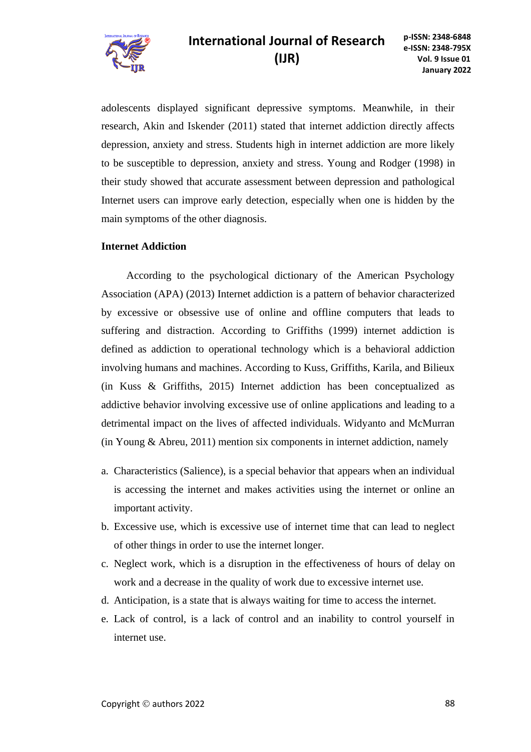adolescents displayed significant depressive symptoms. Meanwhile, in their research, Akin and Iskender (2011) stated that internet addiction directly affects depression, anxiety and stress. Students high in internet addiction are more likely to be susceptible to depression, anxiety and stress. Young and Rodger (1998) in their study showed that accurate assessment between depression and pathological Internet users can improve early detection, especially when one is hidden by the main symptoms of the other diagnosis.

**Internet Addiction**

According to the psychological dictionary of the American Psychology Association (APA) (2013) Internet addiction is a pattern of behavior characterized by excessive or obsessive use of online and offline computers that leads to suffering and distraction. According to Griffiths (1999) internet addiction is defined as addiction to operational technology which is a behavioral addiction involving humans and machines. According to Kuss, Griffiths, Karila, and Bilieux (in Kuss & Griffiths, 2015) Internet addiction has been conceptualized as addictive behavior involving excessive use of online applications and leading to a detrimental impact on the lives of affected individuals. Widyanto and McMurran (in Young & Abreu, 2011) mention six components in internet addiction, namely

a. Characteristics (Salience), is a special behavior that appears when an individual is accessing the internet and makes activities using the internet or online an important activity.
b. Excessive use, which is excessive use of internet time that can lead to neglect of other things in order to use the internet longer.
c. Neglect work, which is a disruption in the effectiveness of hours of delay on work and a decrease in the quality of work due to excessive internet use.
d. Anticipation, is a state that is always waiting for time to access the internet.
e. Lack of control, is a lack of control and an inability to control yourself in internet use.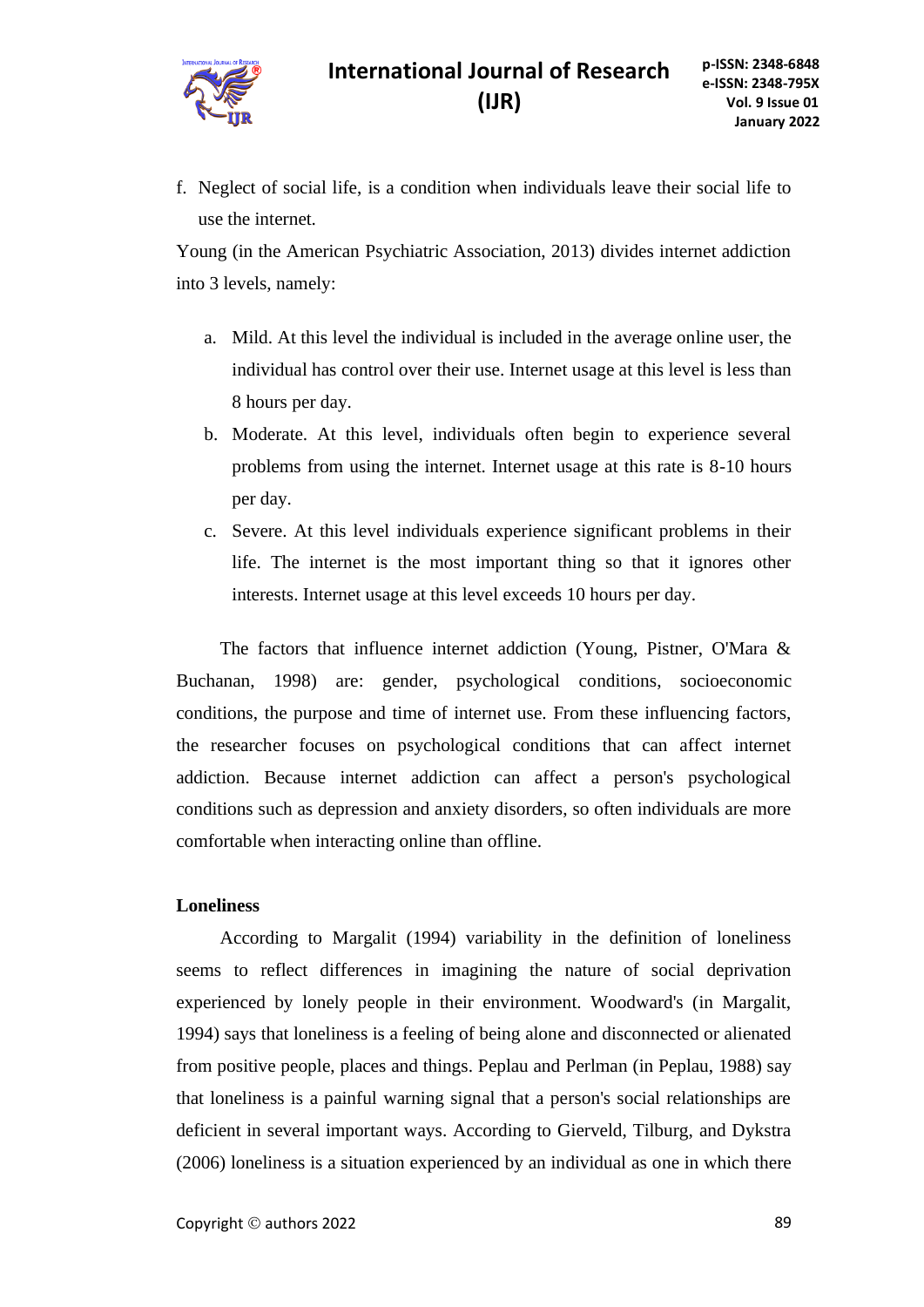f. Neglect of social life, is a condition when individuals leave their social life to use the internet.

Young (in the American Psychiatric Association, 2013) divides internet addiction into 3 levels, namely:

a. Mild. At this level the individual is included in the average online user, the individual has control over their use. Internet usage at this level is less than 8 hours per day.
b. Moderate. At this level, individuals often begin to experience several problems from using the internet. Internet usage at this rate is 8-10 hours per day.
c. Severe. At this level individuals experience significant problems in their life. The internet is the most important thing so that it ignores other interests. Internet usage at this level exceeds 10 hours per day.

The factors that influence internet addiction (Young, Pistner, O'Mara & Buchanan, 1998) are: gender, psychological conditions, socioeconomic conditions, the purpose and time of internet use. From these influencing factors, the researcher focuses on psychological conditions that can affect internet addiction. Because internet addiction can affect a person's psychological conditions such as depression and anxiety disorders, so often individuals are more comfortable when interacting online than offline.

**Loneliness**

According to Margalit (1994) variability in the definition of loneliness seems to reflect differences in imagining the nature of social deprivation experienced by lonely people in their environment. Woodward's (in Margalit, 1994) says that loneliness is a feeling of being alone and disconnected or alienated from positive people, places and things. Peplau and Perlman (in Peplau, 1988) say that loneliness is a painful warning signal that a person's social relationships are deficient in several important ways. According to Gierveld, Tilburg, and Dykstra (2006) loneliness is a situation experienced by an individual as one in which there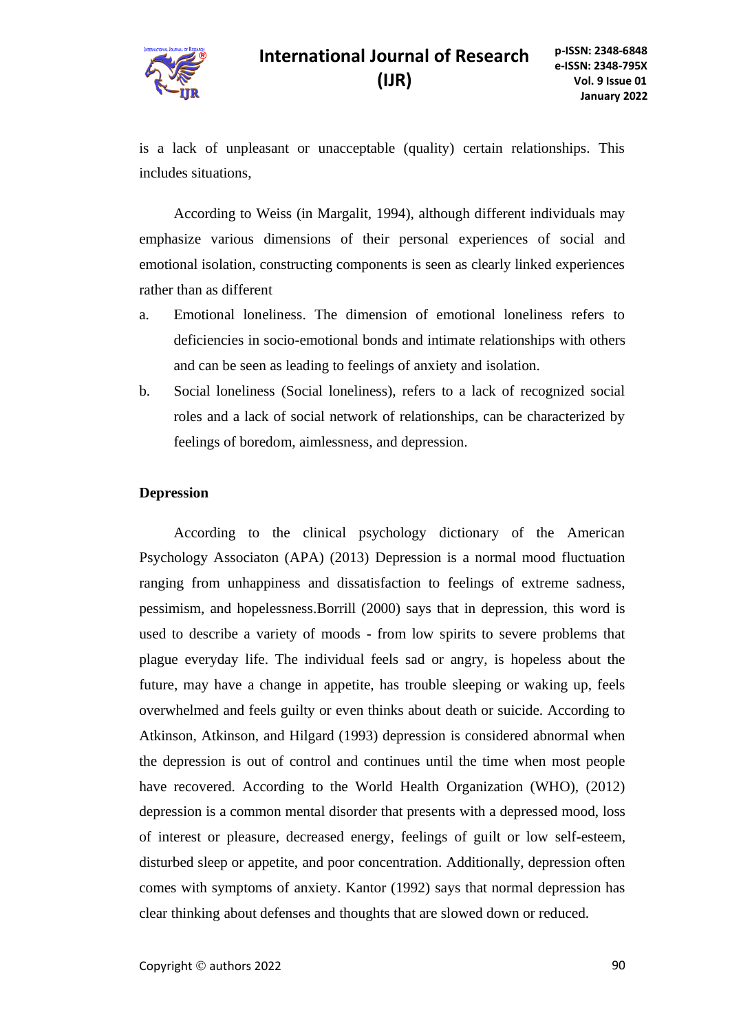is a lack of unpleasant or unacceptable (quality) certain relationships. This includes situations,

According to Weiss (in Margalit, 1994), although different individuals may emphasize various dimensions of their personal experiences of social and emotional isolation, constructing components is seen as clearly linked experiences rather than as different

a. Emotional loneliness. The dimension of emotional loneliness refers to deficiencies in socio-emotional bonds and intimate relationships with others and can be seen as leading to feelings of anxiety and isolation.
b. Social loneliness (Social loneliness), refers to a lack of recognized social roles and a lack of social network of relationships, can be characterized by feelings of boredom, aimlessness, and depression.

**Depression**

According to the clinical psychology dictionary of the American Psychology Associaton (APA) (2013) Depression is a normal mood fluctuation ranging from unhappiness and dissatisfaction to feelings of extreme sadness, pessimism, and hopelessness.Borrill (2000) says that in depression, this word is used to describe a variety of moods - from low spirits to severe problems that plague everyday life. The individual feels sad or angry, is hopeless about the future, may have a change in appetite, has trouble sleeping or waking up, feels overwhelmed and feels guilty or even thinks about death or suicide. According to Atkinson, Atkinson, and Hilgard (1993) depression is considered abnormal when the depression is out of control and continues until the time when most people have recovered. According to the World Health Organization (WHO), (2012) depression is a common mental disorder that presents with a depressed mood, loss of interest or pleasure, decreased energy, feelings of guilt or low self-esteem, disturbed sleep or appetite, and poor concentration. Additionally, depression often comes with symptoms of anxiety. Kantor (1992) says that normal depression has clear thinking about defenses and thoughts that are slowed down or reduced.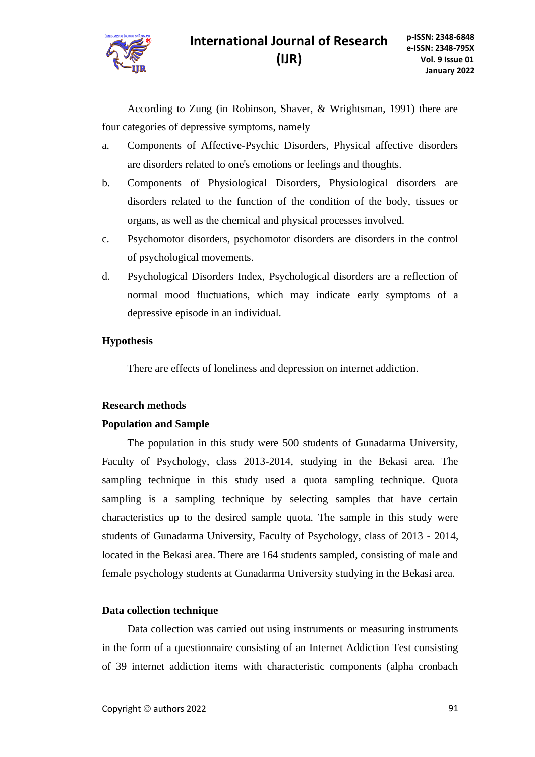According to Zung (in Robinson, Shaver, & Wrightsman, 1991) there are four categories of depressive symptoms, namely

a. Components of Affective-Psychic Disorders, Physical affective disorders are disorders related to one's emotions or feelings and thoughts.
b. Components of Physiological Disorders, Physiological disorders are disorders related to the function of the condition of the body, tissues or organs, as well as the chemical and physical processes involved.
c. Psychomotor disorders, psychomotor disorders are disorders in the control of psychological movements.
d. Psychological Disorders Index, Psychological disorders are a reflection of normal mood fluctuations, which may indicate early symptoms of a depressive episode in an individual.

**Hypothesis**

There are effects of loneliness and depression on internet addiction.

**Research methods**

**Population and Sample**

The population in this study were 500 students of Gunadarma University, Faculty of Psychology, class 2013-2014, studying in the Bekasi area. The sampling technique in this study used a quota sampling technique. Quota sampling is a sampling technique by selecting samples that have certain characteristics up to the desired sample quota. The sample in this study were students of Gunadarma University, Faculty of Psychology, class of 2013 - 2014, located in the Bekasi area. There are 164 students sampled, consisting of male and female psychology students at Gunadarma University studying in the Bekasi area.

**Data collection technique**

Data collection was carried out using instruments or measuring instruments in the form of a questionnaire consisting of an Internet Addiction Test consisting of 39 internet addiction items with characteristic components (alpha cronbach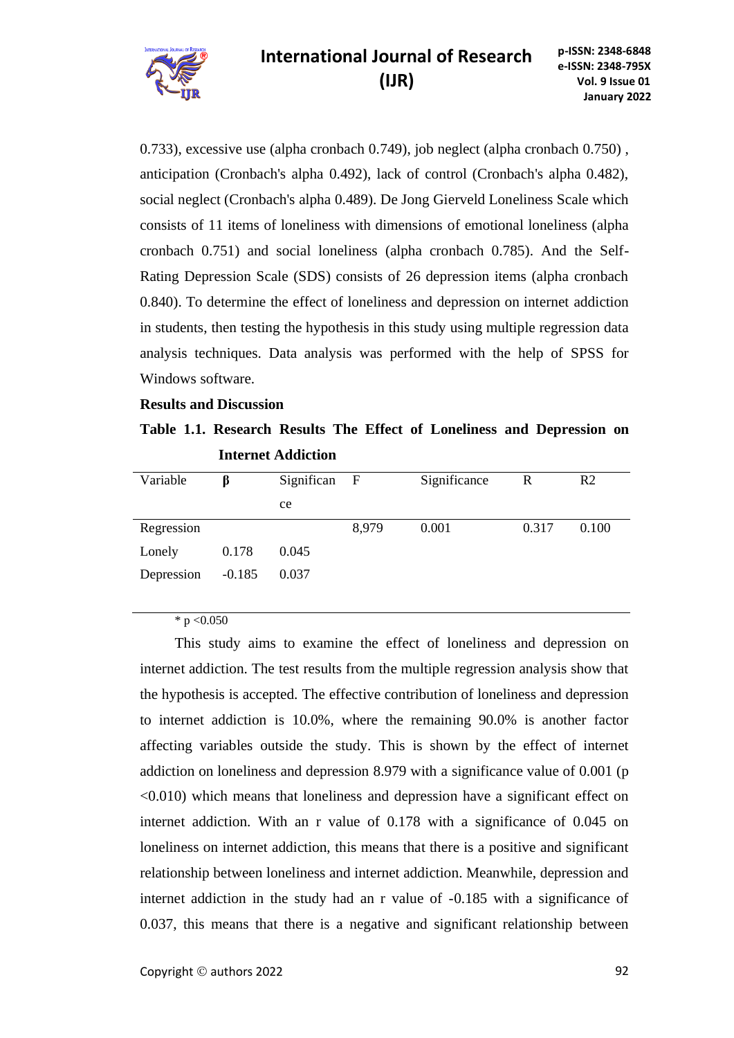0.733), excessive use (alpha cronbach 0.749), job neglect (alpha cronbach 0.750) , anticipation (Cronbach's alpha 0.492), lack of control (Cronbach's alpha 0.482), social neglect (Cronbach's alpha 0.489). De Jong Gierveld Loneliness Scale which consists of 11 items of loneliness with dimensions of emotional loneliness (alpha cronbach 0.751) and social loneliness (alpha cronbach 0.785). And the Self-Rating Depression Scale (SDS) consists of 26 depression items (alpha cronbach 0.840). To determine the effect of loneliness and depression on internet addiction in students, then testing the hypothesis in this study using multiple regression data analysis techniques. Data analysis was performed with the help of SPSS for Windows software.

**Results and Discussion**

**Table 1.1. Research Results The Effect of Loneliness and Depression on Internet Addiction**

| Variable | β | Significance | F | Significance | R | R2 |
|---|---|---|---|---|---|---|
| Regression | | | 8,979 | 0.001 | 0.317 | 0.100 |
| Lonely | 0.178 | 0.045 | | | | |
| Depression | -0.185 | 0.037 | | | | |

* $p < 0.050$

This study aims to examine the effect of loneliness and depression on internet addiction. The test results from the multiple regression analysis show that the hypothesis is accepted. The effective contribution of loneliness and depression to internet addiction is 10.0%, where the remaining 90.0% is another factor affecting variables outside the study. This is shown by the effect of internet addiction on loneliness and depression 8.979 with a significance value of 0.001 ($p < 0.010$) which means that loneliness and depression have a significant effect on internet addiction. With an r value of 0.178 with a significance of 0.045 on loneliness on internet addiction, this means that there is a positive and significant relationship between loneliness and internet addiction. Meanwhile, depression and internet addiction in the study had an r value of -0.185 with a significance of 0.037, this means that there is a negative and significant relationship between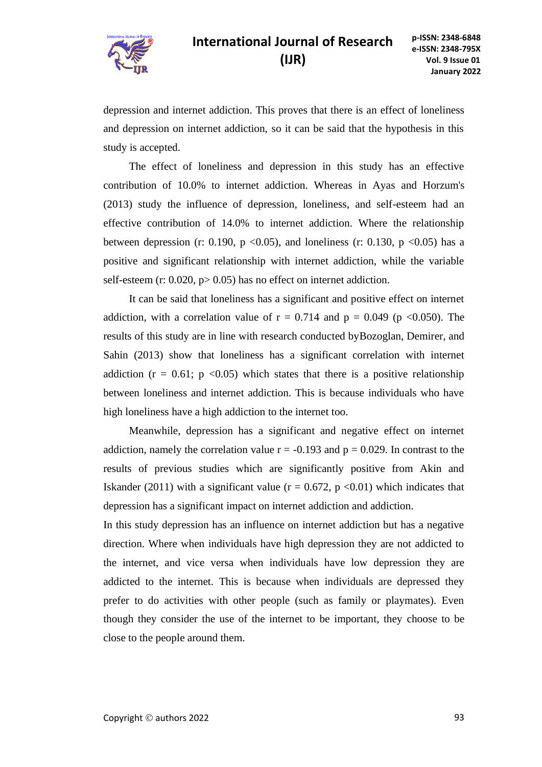depression and internet addiction. This proves that there is an effect of loneliness and depression on internet addiction, so it can be said that the hypothesis in this study is accepted.

The effect of loneliness and depression in this study has an effective contribution of 10.0% to internet addiction. Whereas in Ayas and Horzum's (2013) study the influence of depression, loneliness, and self-esteem had an effective contribution of 14.0% to internet addiction. Where the relationship between depression (r: 0.190, $p < 0.05$), and loneliness (r: 0.130, $p < 0.05$) has a positive and significant relationship with internet addiction, while the variable self-esteem (r: 0.020, $p > 0.05$) has no effect on internet addiction.

It can be said that loneliness has a significant and positive effect on internet addiction, with a correlation value of $r = 0.714$ and $p = 0.049$ ($p < 0.050$). The results of this study are in line with research conducted byBozoglan, Demirer, and Sahin (2013) show that loneliness has a significant correlation with internet addiction ($r = 0.61$; $p < 0.05$) which states that there is a positive relationship between loneliness and internet addiction. This is because individuals who have high loneliness have a high addiction to the internet too.

Meanwhile, depression has a significant and negative effect on internet addiction, namely the correlation value $r = -0.193$ and $p = 0.029$. In contrast to the results of previous studies which are significantly positive from Akin and Iskander (2011) with a significant value ($r = 0.672$, $p < 0.01$) which indicates that depression has a significant impact on internet addiction and addiction.

In this study depression has an influence on internet addiction but has a negative direction. Where when individuals have high depression they are not addicted to the internet, and vice versa when individuals have low depression they are addicted to the internet. This is because when individuals are depressed they prefer to do activities with other people (such as family or playmates). Even though they consider the use of the internet to be important, they choose to be close to the people around them.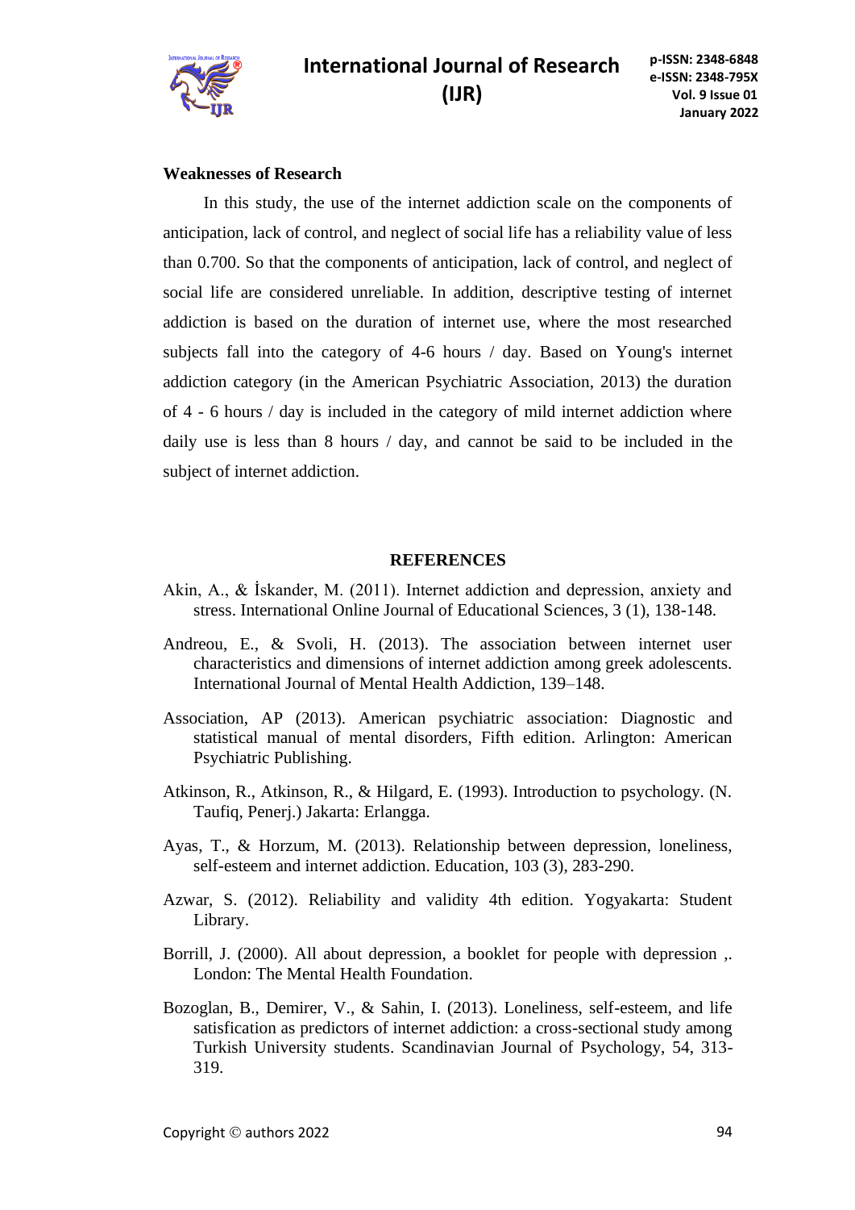**Weaknesses of Research**

In this study, the use of the internet addiction scale on the components of anticipation, lack of control, and neglect of social life has a reliability value of less than 0.700. So that the components of anticipation, lack of control, and neglect of social life are considered unreliable. In addition, descriptive testing of internet addiction is based on the duration of internet use, where the most researched subjects fall into the category of 4-6 hours / day. Based on Young's internet addiction category (in the American Psychiatric Association, 2013) the duration of 4 - 6 hours / day is included in the category of mild internet addiction where daily use is less than 8 hours / day, and cannot be said to be included in the subject of internet addiction.

## REFERENCES

Akin, A., & İskander, M. (2011). Internet addiction and depression, anxiety and stress. International Online Journal of Educational Sciences, 3 (1), 138-148.

Andreou, E., & Svoli, H. (2013). The association between internet user characteristics and dimensions of internet addiction among greek adolescents. International Journal of Mental Health Addiction, 139–148.

Association, AP (2013). American psychiatric association: Diagnostic and statistical manual of mental disorders, Fifth edition. Arlington: American Psychiatric Publishing.

Atkinson, R., Atkinson, R., & Hilgard, E. (1993). Introduction to psychology. (N. Taufiq, Penerj.) Jakarta: Erlangga.

Ayas, T., & Horzum, M. (2013). Relationship between depression, loneliness, self-esteem and internet addiction. Education, 103 (3), 283-290.

Azwar, S. (2012). Reliability and validity 4th edition. Yogyakarta: Student Library.

Borrill, J. (2000). All about depression, a booklet for people with depression ,. London: The Mental Health Foundation.

Bozoglan, B., Demirer, V., & Sahin, I. (2013). Loneliness, self-esteem, and life satisfication as predictors of internet addiction: a cross-sectional study among Turkish University students. Scandinavian Journal of Psychology, 54, 313-319.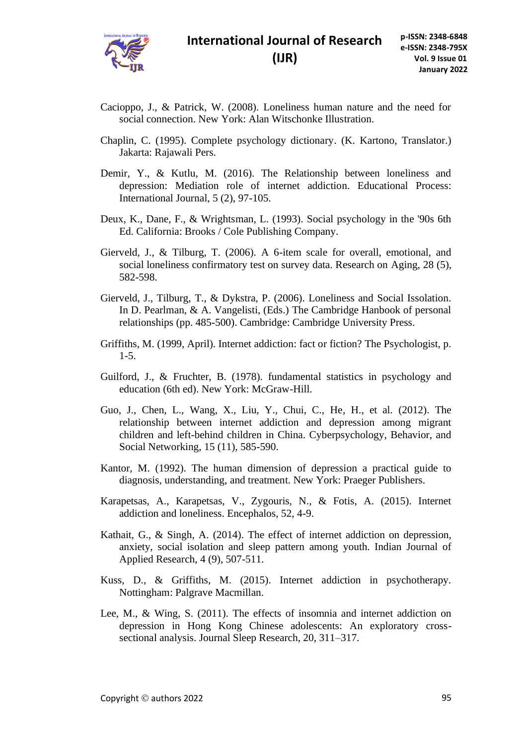Cacioppo, J., & Patrick, W. (2008). Loneliness human nature and the need for social connection. New York: Alan Witschonke Illustration.

Chaplin, C. (1995). Complete psychology dictionary. (K. Kartono, Translator.) Jakarta: Rajawali Pers.

Demir, Y., & Kutlu, M. (2016). The Relationship between loneliness and depression: Mediation role of internet addiction. Educational Process: International Journal, 5 (2), 97-105.

Deux, K., Dane, F., & Wrightsman, L. (1993). Social psychology in the '90s 6th Ed. California: Brooks / Cole Publishing Company.

Gierveld, J., & Tilburg, T. (2006). A 6-item scale for overall, emotional, and social loneliness confirmatory test on survey data. Research on Aging, 28 (5), 582-598.

Gierveld, J., Tilburg, T., & Dykstra, P. (2006). Loneliness and Social Issolation. In D. Pearlman, & A. Vangelisti, (Eds.) The Cambridge Hanbook of personal relationships (pp. 485-500). Cambridge: Cambridge University Press.

Griffiths, M. (1999, April). Internet addiction: fact or fiction? The Psychologist, p. 1-5.

Guilford, J., & Fruchter, B. (1978). fundamental statistics in psychology and education (6th ed). New York: McGraw-Hill.

Guo, J., Chen, L., Wang, X., Liu, Y., Chui, C., He, H., et al. (2012). The relationship between internet addiction and depression among migrant children and left-behind children in China. Cyberpsychology, Behavior, and Social Networking, 15 (11), 585-590.

Kantor, M. (1992). The human dimension of depression a practical guide to diagnosis, understanding, and treatment. New York: Praeger Publishers.

Karapetsas, A., Karapetsas, V., Zygouris, N., & Fotis, A. (2015). Internet addiction and loneliness. Encephalos, 52, 4-9.

Kathait, G., & Singh, A. (2014). The effect of internet addiction on depression, anxiety, social isolation and sleep pattern among youth. Indian Journal of Applied Research, 4 (9), 507-511.

Kuss, D., & Griffiths, M. (2015). Internet addiction in psychotherapy. Nottingham: Palgrave Macmillan.

Lee, M., & Wing, S. (2011). The effects of insomnia and internet addiction on depression in Hong Kong Chinese adolescents: An exploratory cross-sectional analysis. Journal Sleep Research, 20, 311–317.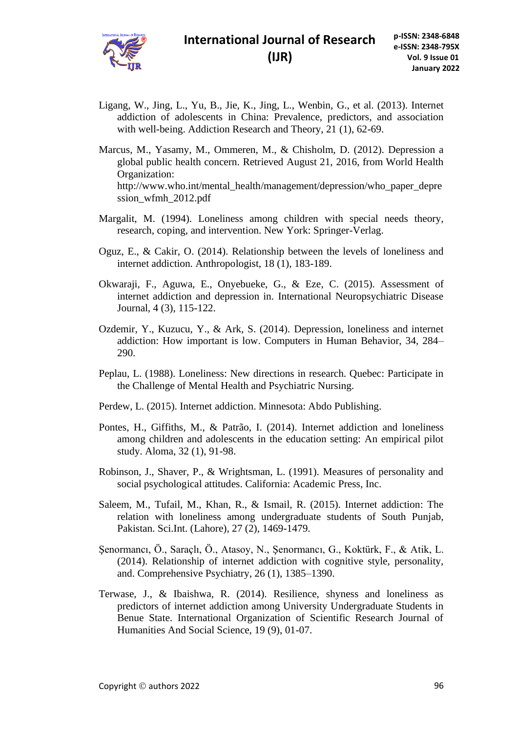Ligang, W., Jing, L., Yu, B., Jie, K., Jing, L., Wenbin, G., et al. (2013). Internet addiction of adolescents in China: Prevalence, predictors, and association with well-being. Addiction Research and Theory, 21 (1), 62-69.

Marcus, M., Yasamy, M., Ommeren, M., & Chisholm, D. (2012). Depression a global public health concern. Retrieved August 21, 2016, from World Health Organization: http://www.who.int/mental_health/management/depression/who_paper_depression_wfmh_2012.pdf

Margalit, M. (1994). Loneliness among children with special needs theory, research, coping, and intervention. New York: Springer-Verlag.

Oguz, E., & Cakir, O. (2014). Relationship between the levels of loneliness and internet addiction. Anthropologist, 18 (1), 183-189.

Okwaraji, F., Aguwa, E., Onyebueke, G., & Eze, C. (2015). Assessment of internet addiction and depression in. International Neuropsychiatric Disease Journal, 4 (3), 115-122.

Ozdemir, Y., Kuzucu, Y., & Ark, S. (2014). Depression, loneliness and internet addiction: How important is low. Computers in Human Behavior, 34, 284–290.

Peplau, L. (1988). Loneliness: New directions in research. Quebec: Participate in the Challenge of Mental Health and Psychiatric Nursing.

Perdew, L. (2015). Internet addiction. Minnesota: Abdo Publishing.

Pontes, H., Giffiths, M., & Patrão, I. (2014). Internet addiction and loneliness among children and adolescents in the education setting: An empirical pilot study. Aloma, 32 (1), 91-98.

Robinson, J., Shaver, P., & Wrightsman, L. (1991). Measures of personality and social psychological attitudes. California: Academic Press, Inc.

Saleem, M., Tufail, M., Khan, R., & Ismail, R. (2015). Internet addiction: The relation with loneliness among undergraduate students of South Punjab, Pakistan. Sci.Int. (Lahore), 27 (2), 1469-1479.

Şenormancı, Ö., Saraçlı, Ö., Atasoy, N., Şenormancı, G., Koktürk, F., & Atik, L. (2014). Relationship of internet addiction with cognitive style, personality, and. Comprehensive Psychiatry, 26 (1), 1385–1390.

Terwase, J., & Ibaishwa, R. (2014). Resilience, shyness and loneliness as predictors of internet addiction among University Undergraduate Students in Benue State. International Organization of Scientific Research Journal of Humanities And Social Science, 19 (9), 01-07.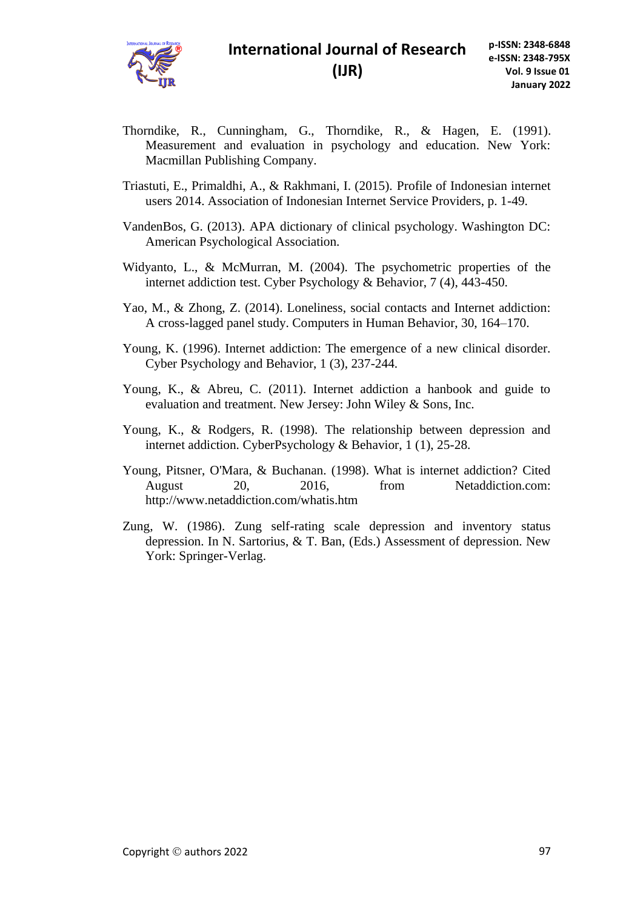Thorndike, R., Cunningham, G., Thorndike, R., & Hagen, E. (1991). Measurement and evaluation in psychology and education. New York: Macmillan Publishing Company.

Triastuti, E., Primaldhi, A., & Rakhmani, I. (2015). Profile of Indonesian internet users 2014. Association of Indonesian Internet Service Providers, p. 1-49.

VandenBos, G. (2013). APA dictionary of clinical psychology. Washington DC: American Psychological Association.

Widyanto, L., & McMurran, M. (2004). The psychometric properties of the internet addiction test. Cyber Psychology & Behavior, 7 (4), 443-450.

Yao, M., & Zhong, Z. (2014). Loneliness, social contacts and Internet addiction: A cross-lagged panel study. Computers in Human Behavior, 30, 164–170.

Young, K. (1996). Internet addiction: The emergence of a new clinical disorder. Cyber Psychology and Behavior, 1 (3), 237-244.

Young, K., & Abreu, C. (2011). Internet addiction a hanbook and guide to evaluation and treatment. New Jersey: John Wiley & Sons, Inc.

Young, K., & Rodgers, R. (1998). The relationship between depression and internet addiction. CyberPsychology & Behavior, 1 (1), 25-28.

Young, Pitsner, O'Mara, & Buchanan. (1998). What is internet addiction? Cited August 20, 2016, from Netaddiction.com: http://www.netaddiction.com/whatis.htm

Zung, W. (1986). Zung self-rating scale depression and inventory status depression. In N. Sartorius, & T. Ban, (Eds.) Assessment of depression. New York: Springer-Verlag.